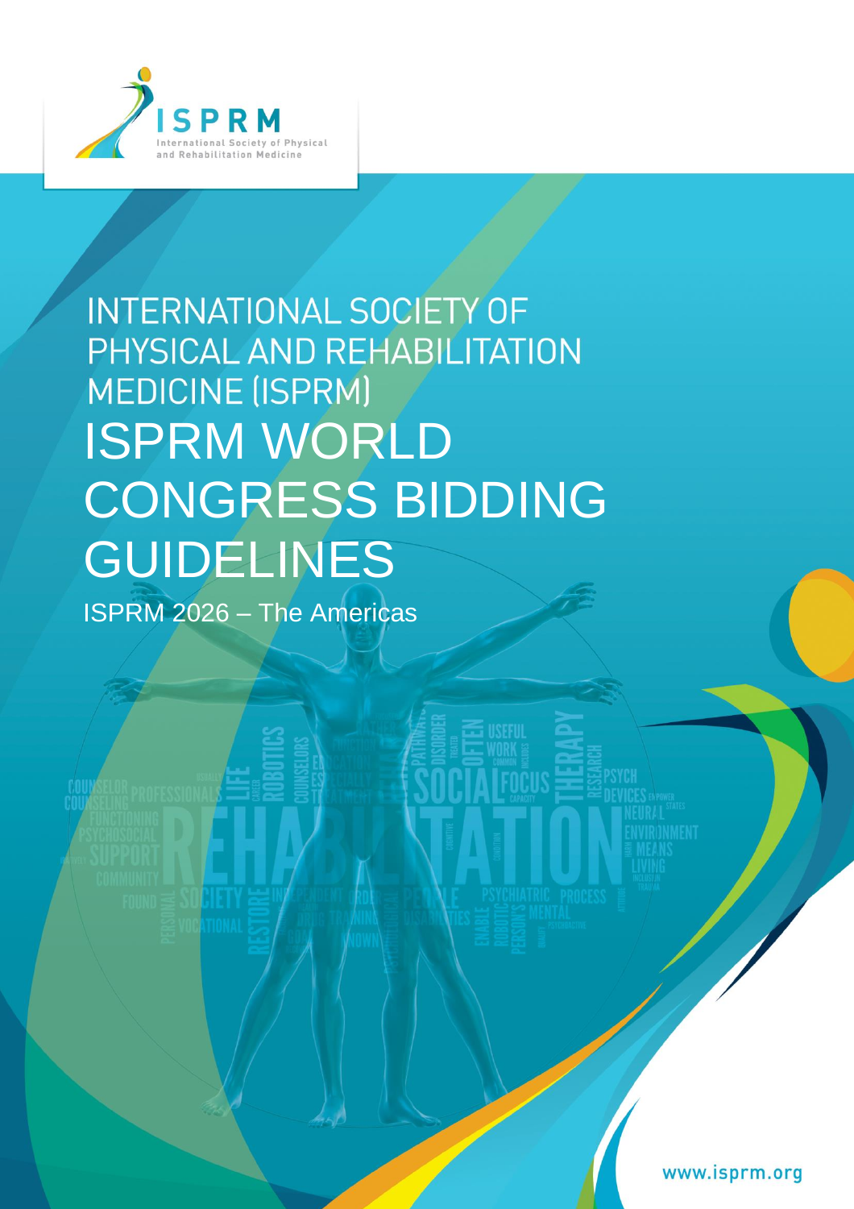ISPRM

International Society of Physical and Rehabilitation Medicine

# INTERNATIONAL SOCIETY OF PHYSICAL AND REHABILITATION MEDICINE (ISPRM)

# ISPRM WORLD CONGRESS BIDDING GUIDELINES

## ISPRM 2026 – The Americas

www.isprm.org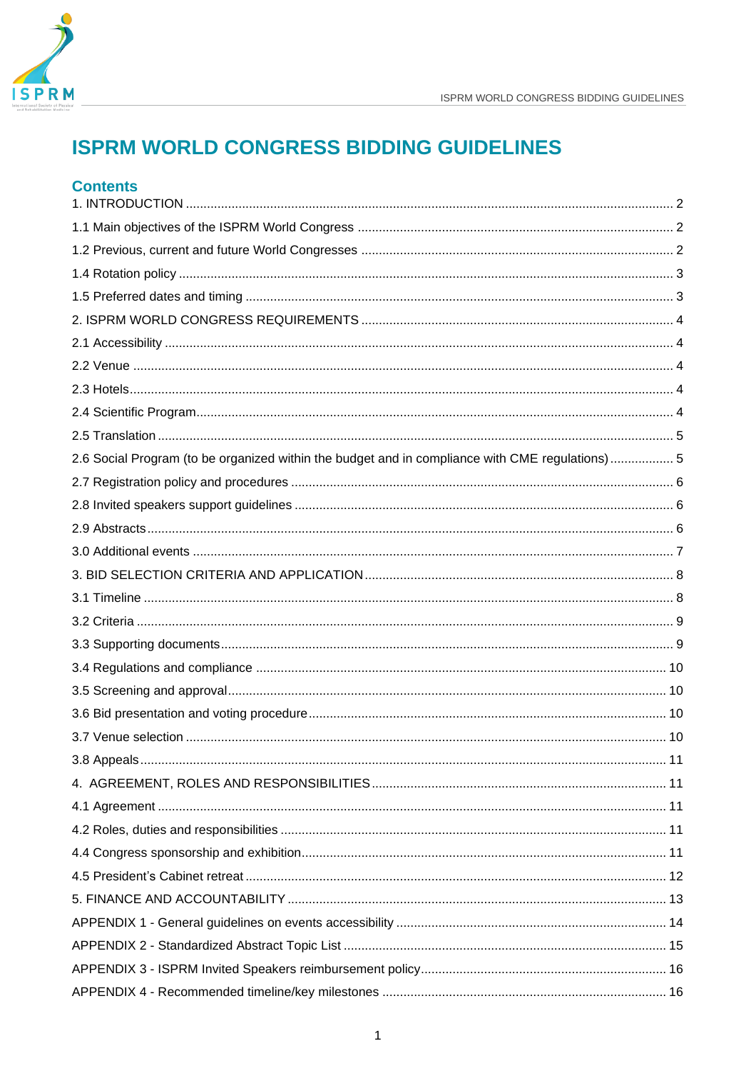# ISPRM WORLD CONGRESS BIDDING GUIDELINES

## Contents

1. INTRODUCTION ........ 2
1.1 Main objectives of the ISPRM World Congress ........ 2
1.2 Previous, current and future World Congresses ........ 2
1.4 Rotation policy ........ 3
1.5 Preferred dates and timing ........ 3
2. ISPRM WORLD CONGRESS REQUIREMENTS ........ 4
2.1 Accessibility ........ 4
2.2 Venue ........ 4
2.3 Hotels ........ 4
2.4 Scientific Program ........ 4
2.5 Translation ........ 5
2.6 Social Program (to be organized within the budget and in compliance with CME regulations) ........ 5
2.7 Registration policy and procedures ........ 6
2.8 Invited speakers support guidelines ........ 6
2.9 Abstracts ........ 6
3.0 Additional events ........ 7
3. BID SELECTION CRITERIA AND APPLICATION ........ 8
3.1 Timeline ........ 8
3.2 Criteria ........ 9
3.3 Supporting documents ........ 9
3.4 Regulations and compliance ........ 10
3.5 Screening and approval ........ 10
3.6 Bid presentation and voting procedure ........ 10
3.7 Venue selection ........ 10
3.8 Appeals ........ 11
4. AGREEMENT, ROLES AND RESPONSIBILITIES ........ 11
4.1 Agreement ........ 11
4.2 Roles, duties and responsibilities ........ 11
4.4 Congress sponsorship and exhibition ........ 11
4.5 President's Cabinet retreat ........ 12
5. FINANCE AND ACCOUNTABILITY ........ 13
APPENDIX 1 - General guidelines on events accessibility ........ 14
APPENDIX 2 - Standardized Abstract Topic List ........ 15
APPENDIX 3 - ISPRM Invited Speakers reimbursement policy ........ 16
APPENDIX 4 - Recommended timeline/key milestones ........ 16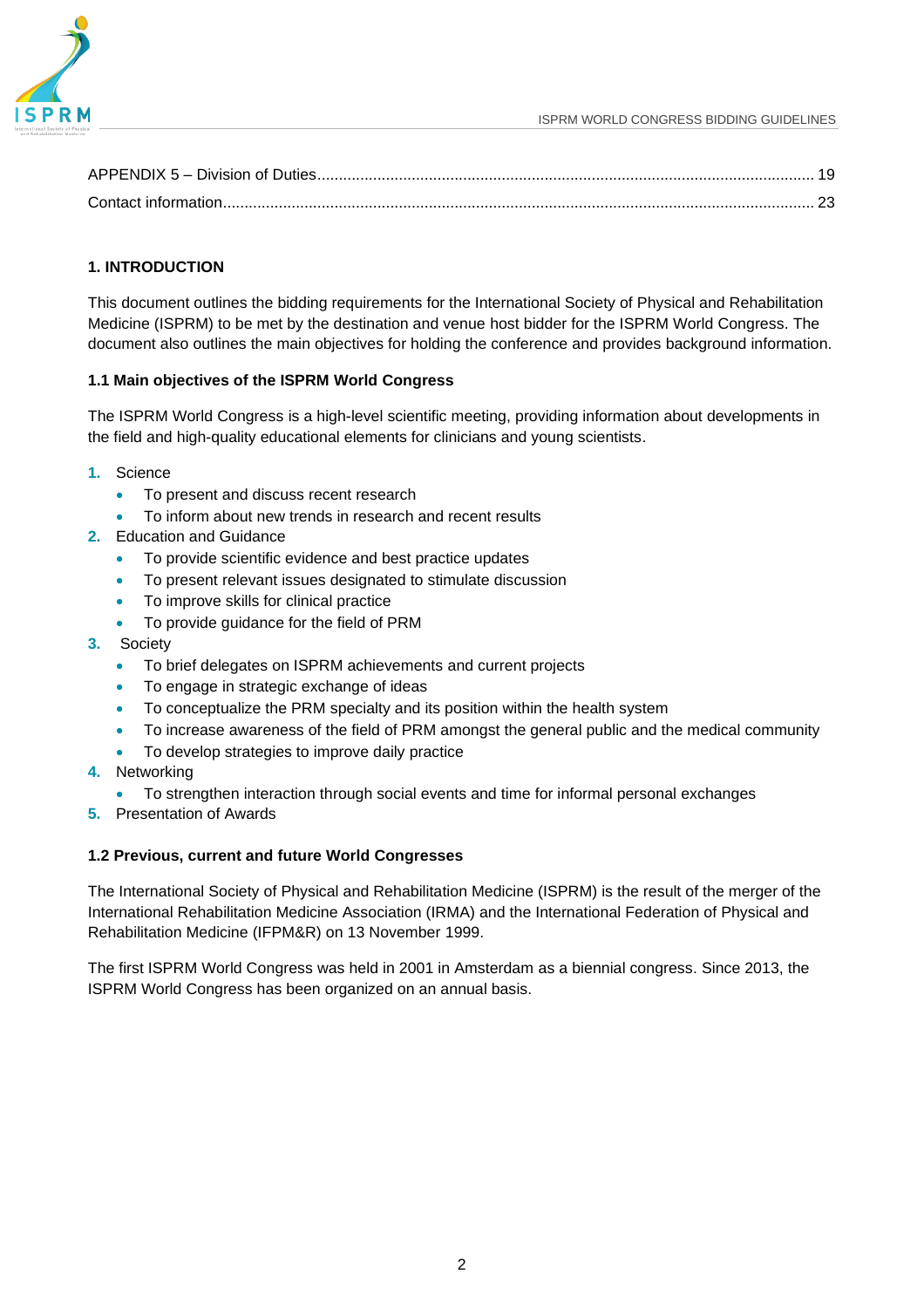APPENDIX 5 – Division of Duties .......... 19
Contact information .......... 23

## 1. INTRODUCTION

This document outlines the bidding requirements for the International Society of Physical and Rehabilitation Medicine (ISPRM) to be met by the destination and venue host bidder for the ISPRM World Congress. The document also outlines the main objectives for holding the conference and provides background information.

### 1.1 Main objectives of the ISPRM World Congress

The ISPRM World Congress is a high-level scientific meeting, providing information about developments in the field and high-quality educational elements for clinicians and young scientists.

1. Science
   - To present and discuss recent research
   - To inform about new trends in research and recent results
2. Education and Guidance
   - To provide scientific evidence and best practice updates
   - To present relevant issues designated to stimulate discussion
   - To improve skills for clinical practice
   - To provide guidance for the field of PRM
3. Society
   - To brief delegates on ISPRM achievements and current projects
   - To engage in strategic exchange of ideas
   - To conceptualize the PRM specialty and its position within the health system
   - To increase awareness of the field of PRM amongst the general public and the medical community
   - To develop strategies to improve daily practice
4. Networking
   - To strengthen interaction through social events and time for informal personal exchanges
5. Presentation of Awards

### 1.2 Previous, current and future World Congresses

The International Society of Physical and Rehabilitation Medicine (ISPRM) is the result of the merger of the International Rehabilitation Medicine Association (IRMA) and the International Federation of Physical and Rehabilitation Medicine (IFPM&R) on 13 November 1999.

The first ISPRM World Congress was held in 2001 in Amsterdam as a biennial congress. Since 2013, the ISPRM World Congress has been organized on an annual basis.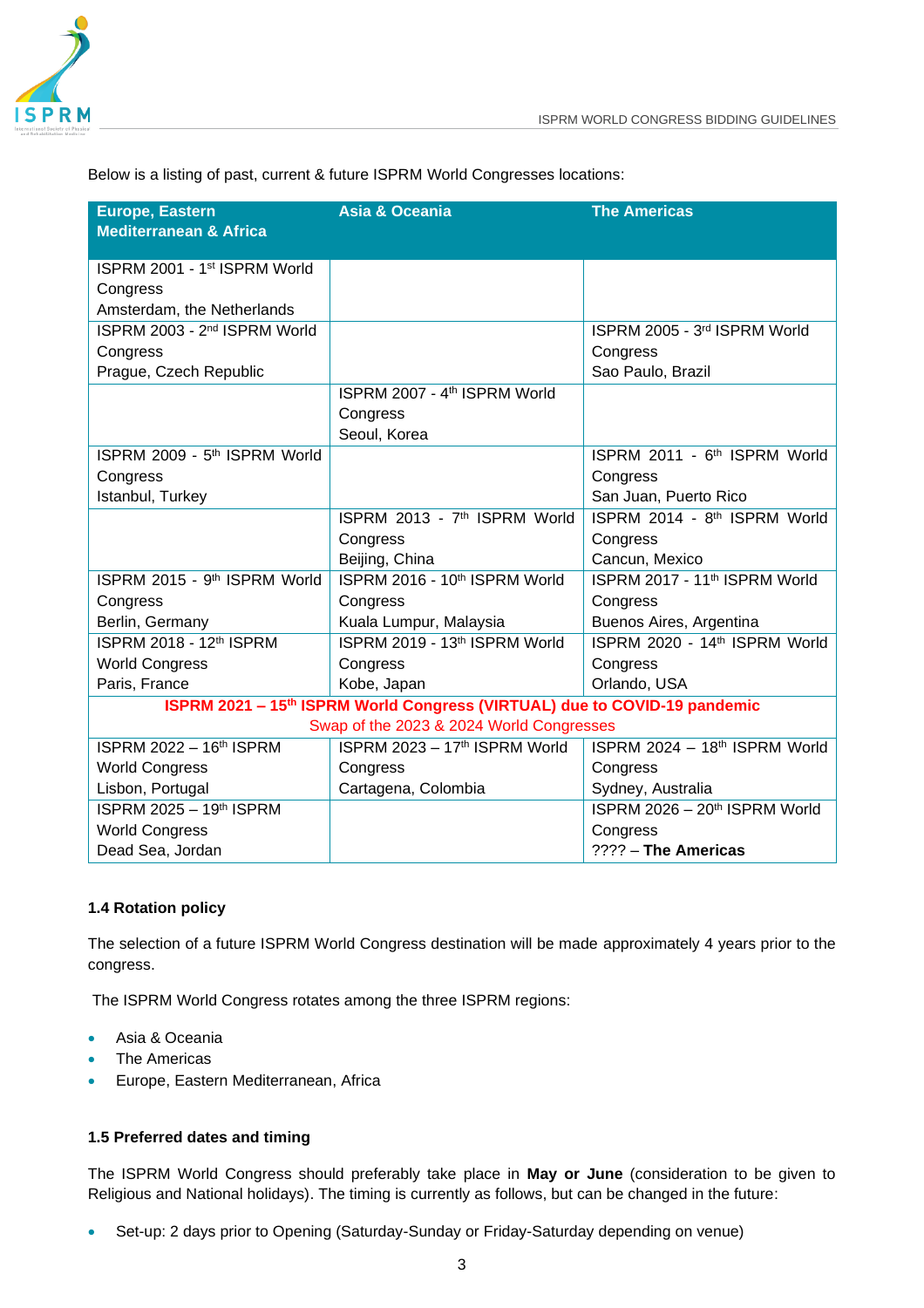Below is a listing of past, current & future ISPRM World Congresses locations:

| Europe, Eastern Mediterranean & Africa | Asia & Oceania | The Americas |
|---|---|---|
| ISPRM 2001 - 1st ISPRM World Congress Amsterdam, the Netherlands | | |
| ISPRM 2003 - 2nd ISPRM World Congress Prague, Czech Republic | | ISPRM 2005 - 3rd ISPRM World Congress Sao Paulo, Brazil |
| | ISPRM 2007 - 4th ISPRM World Congress Seoul, Korea | |
| ISPRM 2009 - 5th ISPRM World Congress Istanbul, Turkey | | ISPRM 2011 - 6th ISPRM World Congress San Juan, Puerto Rico |
| | ISPRM 2013 - 7th ISPRM World Congress Beijing, China | ISPRM 2014 - 8th ISPRM World Congress Cancun, Mexico |
| ISPRM 2015 - 9th ISPRM World Congress Berlin, Germany | ISPRM 2016 - 10th ISPRM World Congress Kuala Lumpur, Malaysia | ISPRM 2017 - 11th ISPRM World Congress Buenos Aires, Argentina |
| ISPRM 2018 - 12th ISPRM World Congress Paris, France | ISPRM 2019 - 13th ISPRM World Congress Kobe, Japan | ISPRM 2020 - 14th ISPRM World Congress Orlando, USA |
| **ISPRM 2021 – 15th ISPRM World Congress (VIRTUAL) due to COVID-19 pandemic** Swap of the 2023 & 2024 World Congresses | | |
| ISPRM 2022 – 16th ISPRM World Congress Lisbon, Portugal | ISPRM 2023 – 17th ISPRM World Congress Cartagena, Colombia | ISPRM 2024 – 18th ISPRM World Congress Sydney, Australia |
| ISPRM 2025 – 19th ISPRM World Congress Dead Sea, Jordan | | ISPRM 2026 – 20th ISPRM World Congress ???? – **The Americas** |

**1.4 Rotation policy**

The selection of a future ISPRM World Congress destination will be made approximately 4 years prior to the congress.

The ISPRM World Congress rotates among the three ISPRM regions:

- Asia & Oceania
- The Americas
- Europe, Eastern Mediterranean, Africa

**1.5 Preferred dates and timing**

The ISPRM World Congress should preferably take place in **May or June** (consideration to be given to Religious and National holidays). The timing is currently as follows, but can be changed in the future:

- Set-up: 2 days prior to Opening (Saturday-Sunday or Friday-Saturday depending on venue)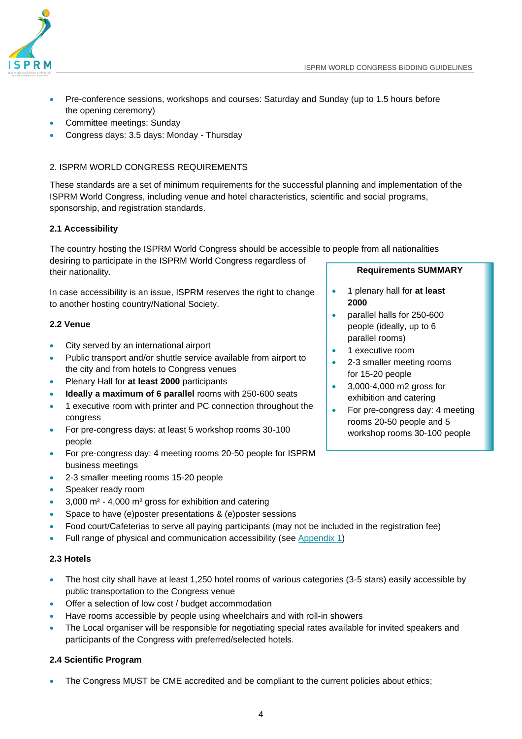- Pre-conference sessions, workshops and courses: Saturday and Sunday (up to 1.5 hours before the opening ceremony)
- Committee meetings: Sunday
- Congress days: 3.5 days: Monday - Thursday

## 2. ISPRM WORLD CONGRESS REQUIREMENTS

These standards are a set of minimum requirements for the successful planning and implementation of the ISPRM World Congress, including venue and hotel characteristics, scientific and social programs, sponsorship, and registration standards.

### 2.1 Accessibility

The country hosting the ISPRM World Congress should be accessible to people from all nationalities desiring to participate in the ISPRM World Congress regardless of their nationality.

In case accessibility is an issue, ISPRM reserves the right to change to another hosting country/National Society.

> **Requirements SUMMARY**
>
> - 1 plenary hall for **at least 2000**
> - parallel halls for 250-600 people (ideally, up to 6 parallel rooms)
> - 1 executive room
> - 2-3 smaller meeting rooms for 15-20 people
> - 3,000-4,000 m2 gross for exhibition and catering
> - For pre-congress day: 4 meeting rooms 20-50 people and 5 workshop rooms 30-100 people

### 2.2 Venue

- City served by an international airport
- Public transport and/or shuttle service available from airport to the city and from hotels to Congress venues
- Plenary Hall for **at least 2000** participants
- **Ideally a maximum of 6 parallel** rooms with 250-600 seats
- 1 executive room with printer and PC connection throughout the congress
- For pre-congress days: at least 5 workshop rooms 30-100 people
- For pre-congress day: 4 meeting rooms 20-50 people for ISPRM business meetings
- 2-3 smaller meeting rooms 15-20 people
- Speaker ready room
- 3,000 m² - 4,000 m² gross for exhibition and catering
- Space to have (e)poster presentations & (e)poster sessions
- Food court/Cafeterias to serve all paying participants (may not be included in the registration fee)
- Full range of physical and communication accessibility (see Appendix 1)

### 2.3 Hotels

- The host city shall have at least 1,250 hotel rooms of various categories (3-5 stars) easily accessible by public transportation to the Congress venue
- Offer a selection of low cost / budget accommodation
- Have rooms accessible by people using wheelchairs and with roll-in showers
- The Local organiser will be responsible for negotiating special rates available for invited speakers and participants of the Congress with preferred/selected hotels.

### 2.4 Scientific Program

- The Congress MUST be CME accredited and be compliant to the current policies about ethics;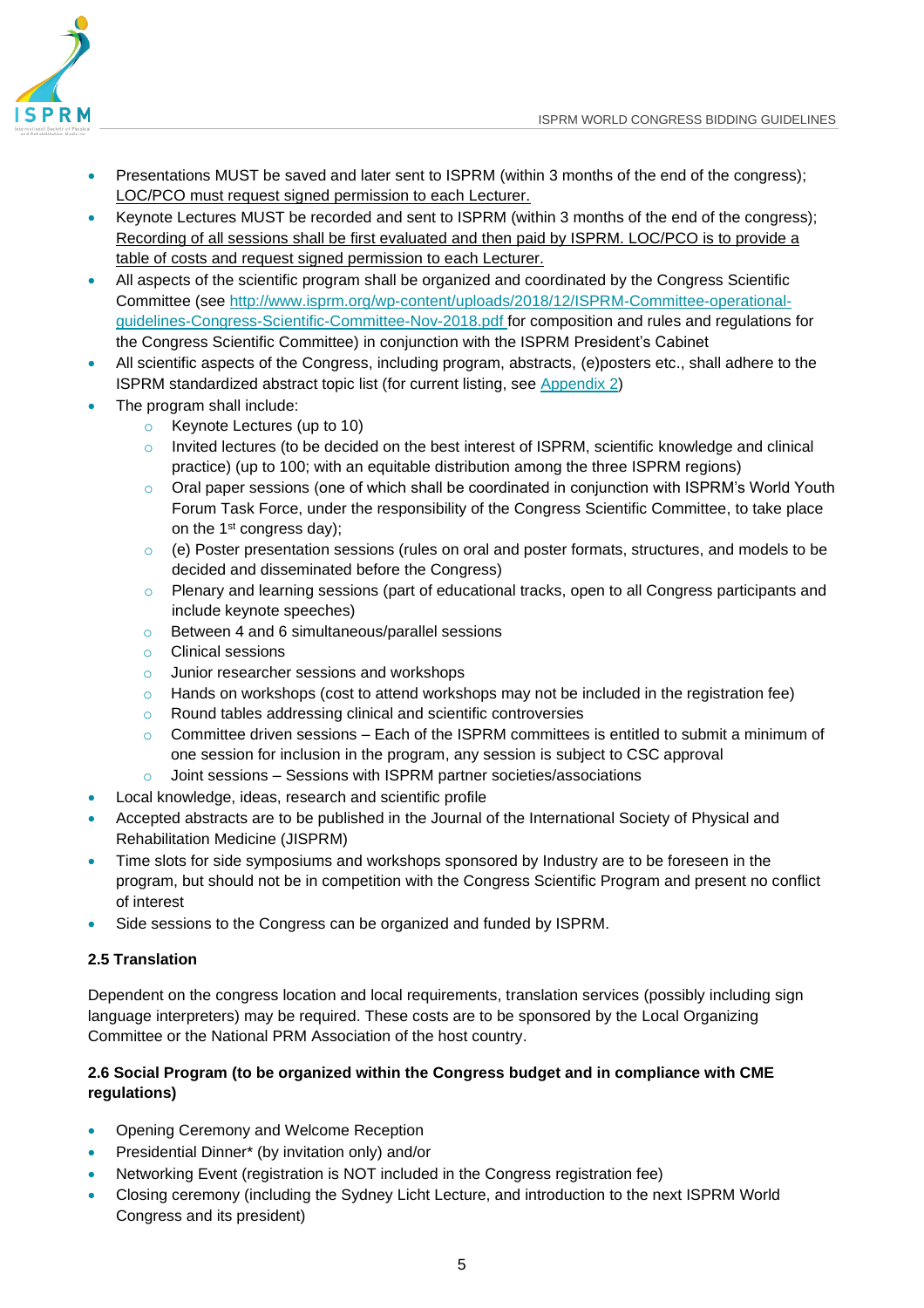- Presentations MUST be saved and later sent to ISPRM (within 3 months of the end of the congress); <u>LOC/PCO must request signed permission to each Lecturer.</u>
- Keynote Lectures MUST be recorded and sent to ISPRM (within 3 months of the end of the congress); <u>Recording of all sessions shall be first evaluated and then paid by ISPRM. LOC/PCO is to provide a table of costs and request signed permission to each Lecturer.</u>
- All aspects of the scientific program shall be organized and coordinated by the Congress Scientific Committee (see [http://www.isprm.org/wp-content/uploads/2018/12/ISPRM-Committee-operational-guidelines-Congress-Scientific-Committee-Nov-2018.pdf](http://www.isprm.org/wp-content/uploads/2018/12/ISPRM-Committee-operational-guidelines-Congress-Scientific-Committee-Nov-2018.pdf) for composition and rules and regulations for the Congress Scientific Committee) in conjunction with the ISPRM President's Cabinet
- All scientific aspects of the Congress, including program, abstracts, (e)posters etc., shall adhere to the ISPRM standardized abstract topic list (for current listing, see Appendix 2)
- The program shall include:
    - Keynote Lectures (up to 10)
    - Invited lectures (to be decided on the best interest of ISPRM, scientific knowledge and clinical practice) (up to 100; with an equitable distribution among the three ISPRM regions)
    - Oral paper sessions (one of which shall be coordinated in conjunction with ISPRM's World Youth Forum Task Force, under the responsibility of the Congress Scientific Committee, to take place on the 1st congress day);
    - (e) Poster presentation sessions (rules on oral and poster formats, structures, and models to be decided and disseminated before the Congress)
    - Plenary and learning sessions (part of educational tracks, open to all Congress participants and include keynote speeches)
    - Between 4 and 6 simultaneous/parallel sessions
    - Clinical sessions
    - Junior researcher sessions and workshops
    - Hands on workshops (cost to attend workshops may not be included in the registration fee)
    - Round tables addressing clinical and scientific controversies
    - Committee driven sessions – Each of the ISPRM committees is entitled to submit a minimum of one session for inclusion in the program, any session is subject to CSC approval
    - Joint sessions – Sessions with ISPRM partner societies/associations
- Local knowledge, ideas, research and scientific profile
- Accepted abstracts are to be published in the Journal of the International Society of Physical and Rehabilitation Medicine (JISPRM)
- Time slots for side symposiums and workshops sponsored by Industry are to be foreseen in the program, but should not be in competition with the Congress Scientific Program and present no conflict of interest
- Side sessions to the Congress can be organized and funded by ISPRM.

### 2.5 Translation

Dependent on the congress location and local requirements, translation services (possibly including sign language interpreters) may be required. These costs are to be sponsored by the Local Organizing Committee or the National PRM Association of the host country.

### 2.6 Social Program (to be organized within the Congress budget and in compliance with CME regulations)

- Opening Ceremony and Welcome Reception
- Presidential Dinner* (by invitation only) and/or
- Networking Event (registration is NOT included in the Congress registration fee)
- Closing ceremony (including the Sydney Licht Lecture, and introduction to the next ISPRM World Congress and its president)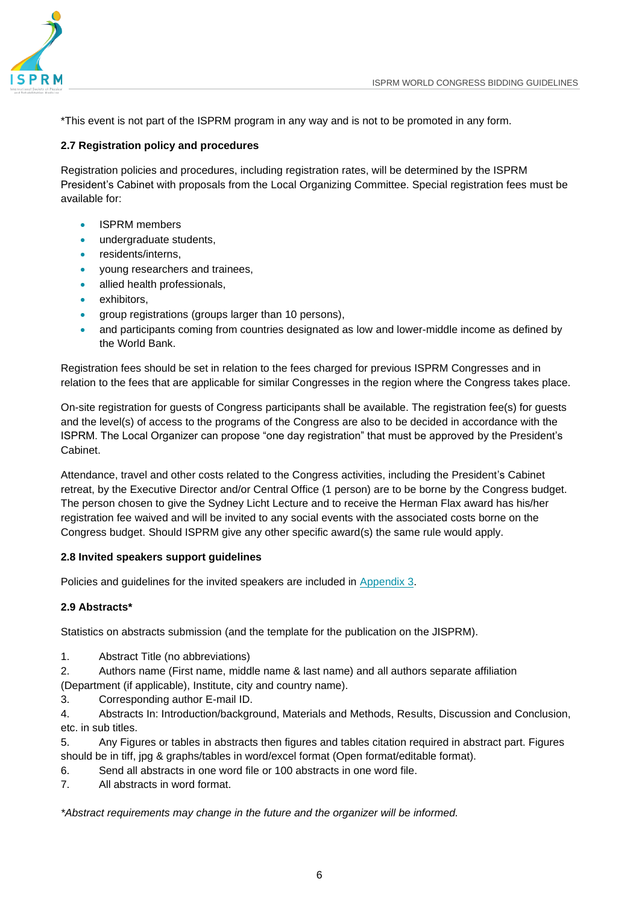*This event is not part of the ISPRM program in any way and is not to be promoted in any form.

**2.7 Registration policy and procedures**

Registration policies and procedures, including registration rates, will be determined by the ISPRM President's Cabinet with proposals from the Local Organizing Committee. Special registration fees must be available for:

- ISPRM members
- undergraduate students,
- residents/interns,
- young researchers and trainees,
- allied health professionals,
- exhibitors,
- group registrations (groups larger than 10 persons),
- and participants coming from countries designated as low and lower-middle income as defined by the World Bank.

Registration fees should be set in relation to the fees charged for previous ISPRM Congresses and in relation to the fees that are applicable for similar Congresses in the region where the Congress takes place.

On-site registration for guests of Congress participants shall be available. The registration fee(s) for guests and the level(s) of access to the programs of the Congress are also to be decided in accordance with the ISPRM. The Local Organizer can propose "one day registration" that must be approved by the President's Cabinet.

Attendance, travel and other costs related to the Congress activities, including the President's Cabinet retreat, by the Executive Director and/or Central Office (1 person) are to be borne by the Congress budget. The person chosen to give the Sydney Licht Lecture and to receive the Herman Flax award has his/her registration fee waived and will be invited to any social events with the associated costs borne on the Congress budget. Should ISPRM give any other specific award(s) the same rule would apply.

**2.8 Invited speakers support guidelines**

Policies and guidelines for the invited speakers are included in Appendix 3.

**2.9 Abstracts***

Statistics on abstracts submission (and the template for the publication on the JISPRM).

1. Abstract Title (no abbreviations)
2. Authors name (First name, middle name & last name) and all authors separate affiliation (Department (if applicable), Institute, city and country name).
3. Corresponding author E-mail ID.
4. Abstracts In: Introduction/background, Materials and Methods, Results, Discussion and Conclusion, etc. in sub titles.
5. Any Figures or tables in abstracts then figures and tables citation required in abstract part. Figures should be in tiff, jpg & graphs/tables in word/excel format (Open format/editable format).
6. Send all abstracts in one word file or 100 abstracts in one word file.
7. All abstracts in word format.

*\*Abstract requirements may change in the future and the organizer will be informed.*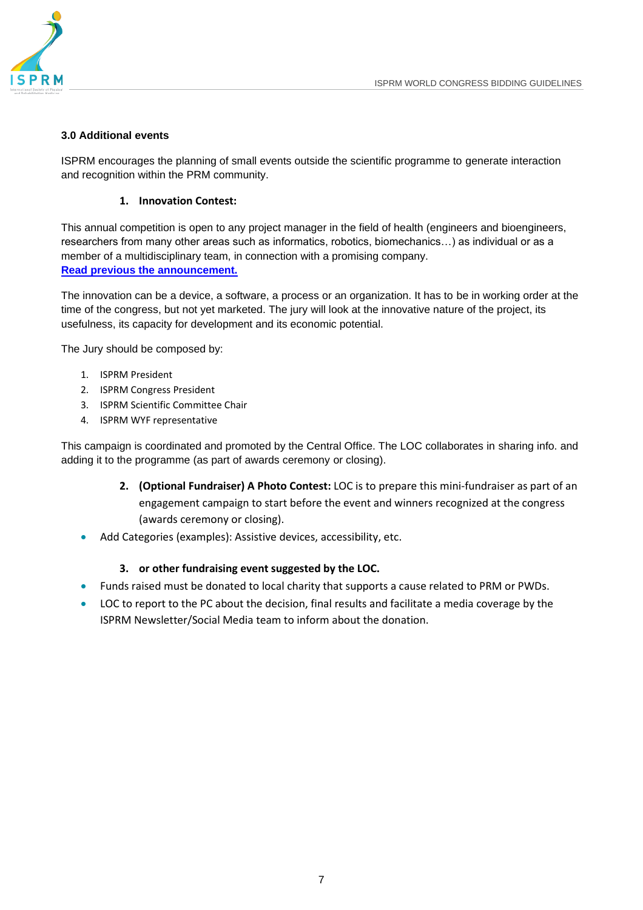### 3.0 Additional events

ISPRM encourages the planning of small events outside the scientific programme to generate interaction and recognition within the PRM community.

1. **Innovation Contest:**

This annual competition is open to any project manager in the field of health (engineers and bioengineers, researchers from many other areas such as informatics, robotics, biomechanics…) as individual or as a member of a multidisciplinary team, in connection with a promising company.
**Read previous the announcement.**

The innovation can be a device, a software, a process or an organization. It has to be in working order at the time of the congress, but not yet marketed. The jury will look at the innovative nature of the project, its usefulness, its capacity for development and its economic potential.

The Jury should be composed by:

1. ISPRM President
2. ISPRM Congress President
3. ISPRM Scientific Committee Chair
4. ISPRM WYF representative

This campaign is coordinated and promoted by the Central Office. The LOC collaborates in sharing info. and adding it to the programme (as part of awards ceremony or closing).

2. **(Optional Fundraiser) A Photo Contest:** LOC is to prepare this mini-fundraiser as part of an engagement campaign to start before the event and winners recognized at the congress (awards ceremony or closing).

- Add Categories (examples): Assistive devices, accessibility, etc.

3. **or other fundraising event suggested by the LOC.**

- Funds raised must be donated to local charity that supports a cause related to PRM or PWDs.
- LOC to report to the PC about the decision, final results and facilitate a media coverage by the ISPRM Newsletter/Social Media team to inform about the donation.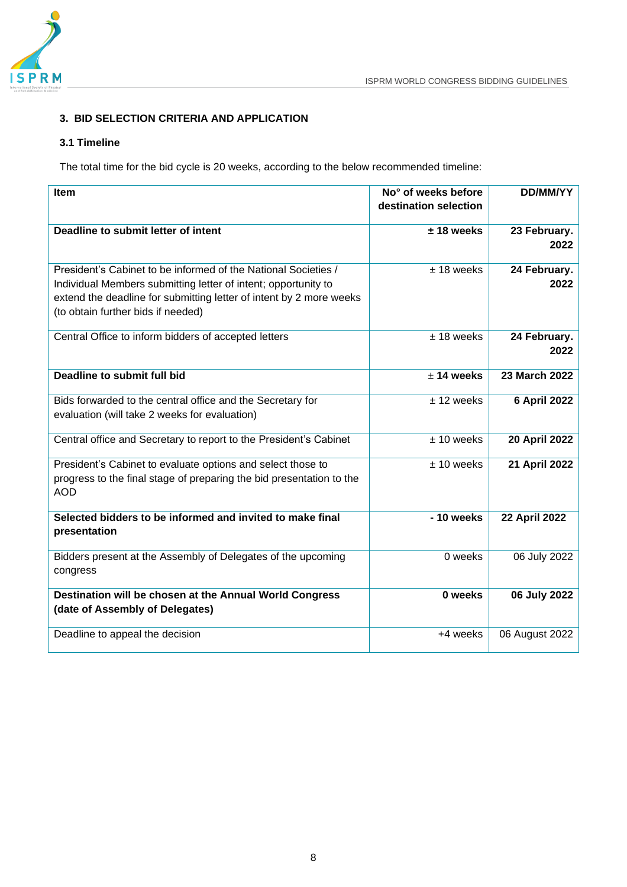### 3. BID SELECTION CRITERIA AND APPLICATION

#### 3.1 Timeline

The total time for the bid cycle is 20 weeks, according to the below recommended timeline:

| Item | No° of weeks before destination selection | DD/MM/YY |
|---|---|---|
| **Deadline to submit letter of intent** | **± 18 weeks** | **23 February. 2022** |
| President's Cabinet to be informed of the National Societies / Individual Members submitting letter of intent; opportunity to extend the deadline for submitting letter of intent by 2 more weeks (to obtain further bids if needed) | ± 18 weeks | **24 February. 2022** |
| Central Office to inform bidders of accepted letters | ± 18 weeks | **24 February. 2022** |
| **Deadline to submit full bid** | **± 14 weeks** | **23 March 2022** |
| Bids forwarded to the central office and the Secretary for evaluation (will take 2 weeks for evaluation) | ± 12 weeks | **6 April 2022** |
| Central office and Secretary to report to the President's Cabinet | ± 10 weeks | **20 April 2022** |
| President's Cabinet to evaluate options and select those to progress to the final stage of preparing the bid presentation to the AOD | ± 10 weeks | **21 April 2022** |
| **Selected bidders to be informed and invited to make final presentation** | **- 10 weeks** | **22 April 2022** |
| Bidders present at the Assembly of Delegates of the upcoming congress | 0 weeks | 06 July 2022 |
| **Destination will be chosen at the Annual World Congress (date of Assembly of Delegates)** | **0 weeks** | **06 July 2022** |
| Deadline to appeal the decision | +4 weeks | 06 August 2022 |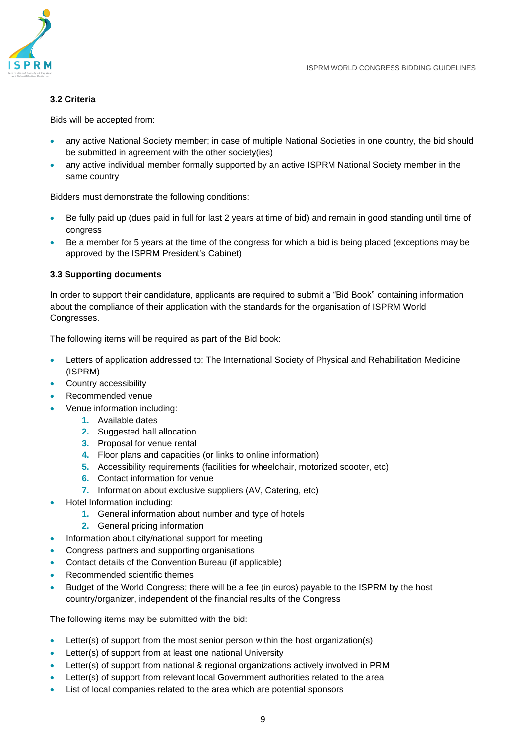### 3.2 Criteria

Bids will be accepted from:

- any active National Society member; in case of multiple National Societies in one country, the bid should be submitted in agreement with the other society(ies)
- any active individual member formally supported by an active ISPRM National Society member in the same country

Bidders must demonstrate the following conditions:

- Be fully paid up (dues paid in full for last 2 years at time of bid) and remain in good standing until time of congress
- Be a member for 5 years at the time of the congress for which a bid is being placed (exceptions may be approved by the ISPRM President's Cabinet)

### 3.3 Supporting documents

In order to support their candidature, applicants are required to submit a "Bid Book" containing information about the compliance of their application with the standards for the organisation of ISPRM World Congresses.

The following items will be required as part of the Bid book:

- Letters of application addressed to: The International Society of Physical and Rehabilitation Medicine (ISPRM)
- Country accessibility
- Recommended venue
- Venue information including:
    1. Available dates
    2. Suggested hall allocation
    3. Proposal for venue rental
    4. Floor plans and capacities (or links to online information)
    5. Accessibility requirements (facilities for wheelchair, motorized scooter, etc)
    6. Contact information for venue
    7. Information about exclusive suppliers (AV, Catering, etc)
- Hotel Information including:
    1. General information about number and type of hotels
    2. General pricing information
- Information about city/national support for meeting
- Congress partners and supporting organisations
- Contact details of the Convention Bureau (if applicable)
- Recommended scientific themes
- Budget of the World Congress; there will be a fee (in euros) payable to the ISPRM by the host country/organizer, independent of the financial results of the Congress

The following items may be submitted with the bid:

- Letter(s) of support from the most senior person within the host organization(s)
- Letter(s) of support from at least one national University
- Letter(s) of support from national & regional organizations actively involved in PRM
- Letter(s) of support from relevant local Government authorities related to the area
- List of local companies related to the area which are potential sponsors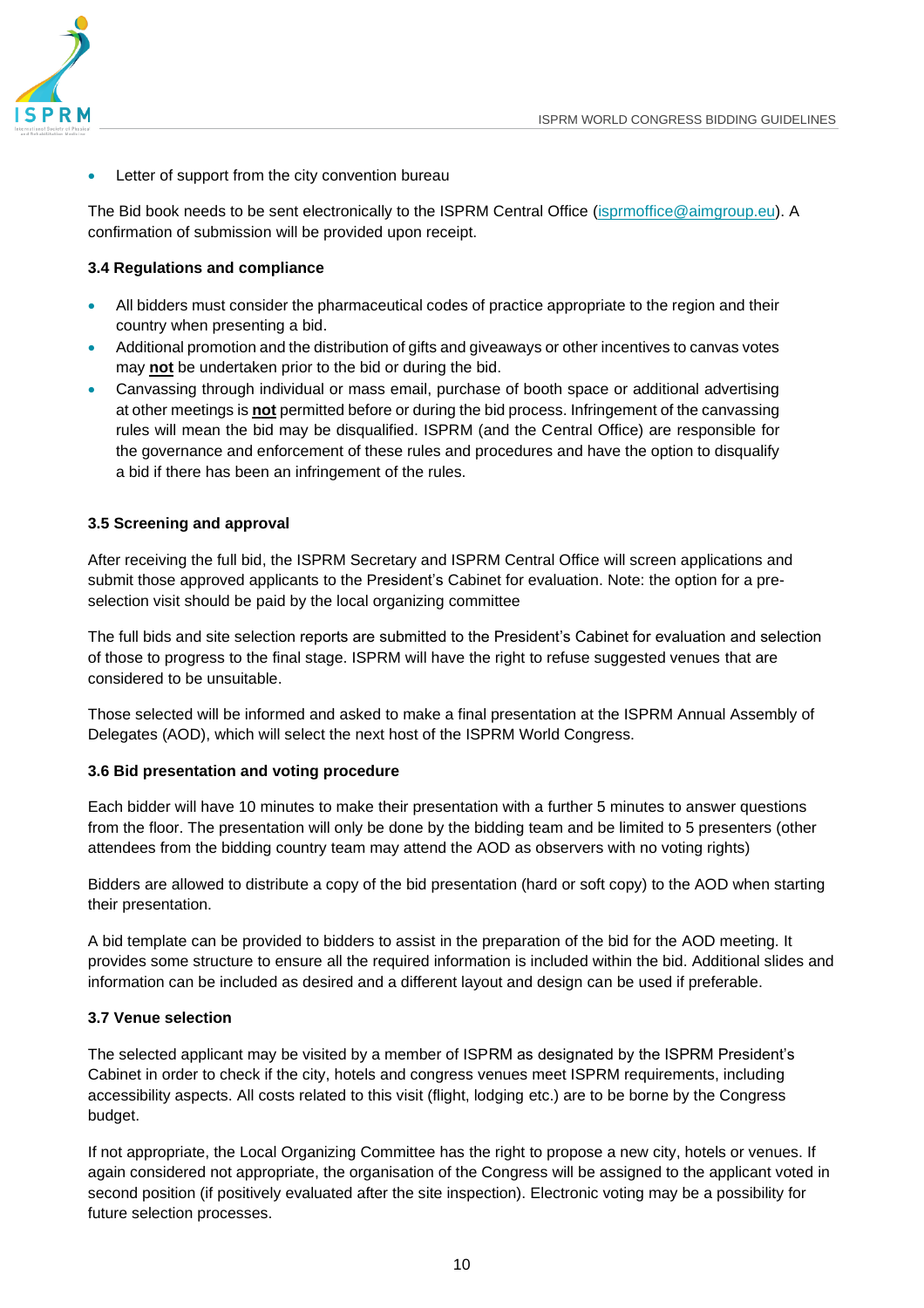- Letter of support from the city convention bureau

The Bid book needs to be sent electronically to the ISPRM Central Office (isprmoffice@aimgroup.eu). A confirmation of submission will be provided upon receipt.

### 3.4 Regulations and compliance

- All bidders must consider the pharmaceutical codes of practice appropriate to the region and their country when presenting a bid.
- Additional promotion and the distribution of gifts and giveaways or other incentives to canvas votes may **not** be undertaken prior to the bid or during the bid.
- Canvassing through individual or mass email, purchase of booth space or additional advertising at other meetings is **not** permitted before or during the bid process. Infringement of the canvassing rules will mean the bid may be disqualified. ISPRM (and the Central Office) are responsible for the governance and enforcement of these rules and procedures and have the option to disqualify a bid if there has been an infringement of the rules.

### 3.5 Screening and approval

After receiving the full bid, the ISPRM Secretary and ISPRM Central Office will screen applications and submit those approved applicants to the President's Cabinet for evaluation. Note: the option for a pre-selection visit should be paid by the local organizing committee

The full bids and site selection reports are submitted to the President's Cabinet for evaluation and selection of those to progress to the final stage. ISPRM will have the right to refuse suggested venues that are considered to be unsuitable.

Those selected will be informed and asked to make a final presentation at the ISPRM Annual Assembly of Delegates (AOD), which will select the next host of the ISPRM World Congress.

### 3.6 Bid presentation and voting procedure

Each bidder will have 10 minutes to make their presentation with a further 5 minutes to answer questions from the floor. The presentation will only be done by the bidding team and be limited to 5 presenters (other attendees from the bidding country team may attend the AOD as observers with no voting rights)

Bidders are allowed to distribute a copy of the bid presentation (hard or soft copy) to the AOD when starting their presentation.

A bid template can be provided to bidders to assist in the preparation of the bid for the AOD meeting. It provides some structure to ensure all the required information is included within the bid. Additional slides and information can be included as desired and a different layout and design can be used if preferable.

### 3.7 Venue selection

The selected applicant may be visited by a member of ISPRM as designated by the ISPRM President's Cabinet in order to check if the city, hotels and congress venues meet ISPRM requirements, including accessibility aspects. All costs related to this visit (flight, lodging etc.) are to be borne by the Congress budget.

If not appropriate, the Local Organizing Committee has the right to propose a new city, hotels or venues. If again considered not appropriate, the organisation of the Congress will be assigned to the applicant voted in second position (if positively evaluated after the site inspection). Electronic voting may be a possibility for future selection processes.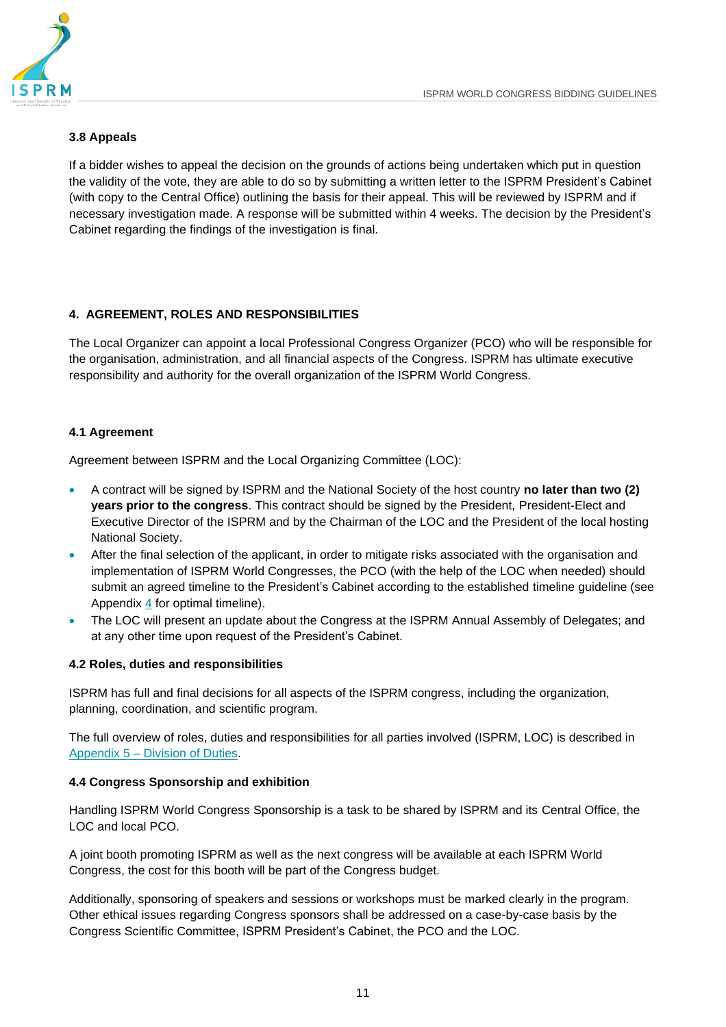### 3.8 Appeals

If a bidder wishes to appeal the decision on the grounds of actions being undertaken which put in question the validity of the vote, they are able to do so by submitting a written letter to the ISPRM President's Cabinet (with copy to the Central Office) outlining the basis for their appeal. This will be reviewed by ISPRM and if necessary investigation made. A response will be submitted within 4 weeks. The decision by the President's Cabinet regarding the findings of the investigation is final.

## 4. AGREEMENT, ROLES AND RESPONSIBILITIES

The Local Organizer can appoint a local Professional Congress Organizer (PCO) who will be responsible for the organisation, administration, and all financial aspects of the Congress. ISPRM has ultimate executive responsibility and authority for the overall organization of the ISPRM World Congress.

### 4.1 Agreement

Agreement between ISPRM and the Local Organizing Committee (LOC):

- A contract will be signed by ISPRM and the National Society of the host country **no later than two (2) years prior to the congress**. This contract should be signed by the President, President-Elect and Executive Director of the ISPRM and by the Chairman of the LOC and the President of the local hosting National Society.
- After the final selection of the applicant, in order to mitigate risks associated with the organisation and implementation of ISPRM World Congresses, the PCO (with the help of the LOC when needed) should submit an agreed timeline to the President's Cabinet according to the established timeline guideline (see Appendix 4 for optimal timeline).
- The LOC will present an update about the Congress at the ISPRM Annual Assembly of Delegates; and at any other time upon request of the President's Cabinet.

### 4.2 Roles, duties and responsibilities

ISPRM has full and final decisions for all aspects of the ISPRM congress, including the organization, planning, coordination, and scientific program.

The full overview of roles, duties and responsibilities for all parties involved (ISPRM, LOC) is described in Appendix 5 – Division of Duties.

### 4.4 Congress Sponsorship and exhibition

Handling ISPRM World Congress Sponsorship is a task to be shared by ISPRM and its Central Office, the LOC and local PCO.

A joint booth promoting ISPRM as well as the next congress will be available at each ISPRM World Congress, the cost for this booth will be part of the Congress budget.

Additionally, sponsoring of speakers and sessions or workshops must be marked clearly in the program. Other ethical issues regarding Congress sponsors shall be addressed on a case-by-case basis by the Congress Scientific Committee, ISPRM President's Cabinet, the PCO and the LOC.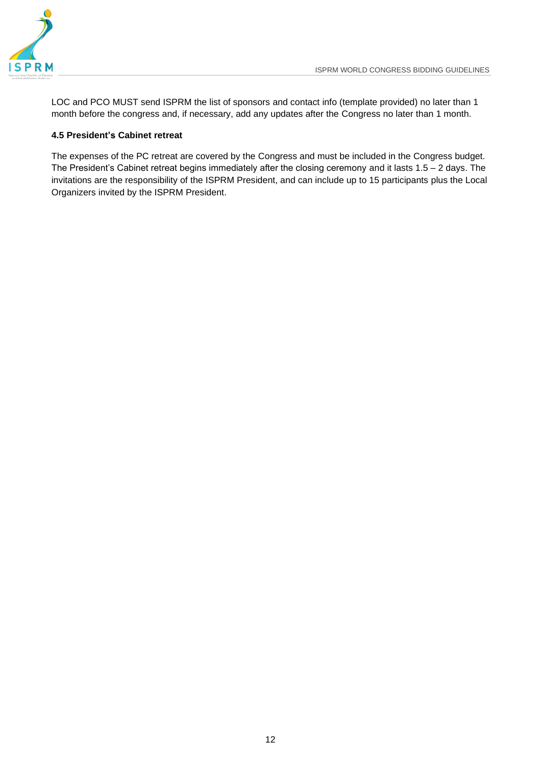LOC and PCO MUST send ISPRM the list of sponsors and contact info (template provided) no later than 1 month before the congress and, if necessary, add any updates after the Congress no later than 1 month.

### 4.5 President's Cabinet retreat

The expenses of the PC retreat are covered by the Congress and must be included in the Congress budget. The President's Cabinet retreat begins immediately after the closing ceremony and it lasts 1.5 – 2 days. The invitations are the responsibility of the ISPRM President, and can include up to 15 participants plus the Local Organizers invited by the ISPRM President.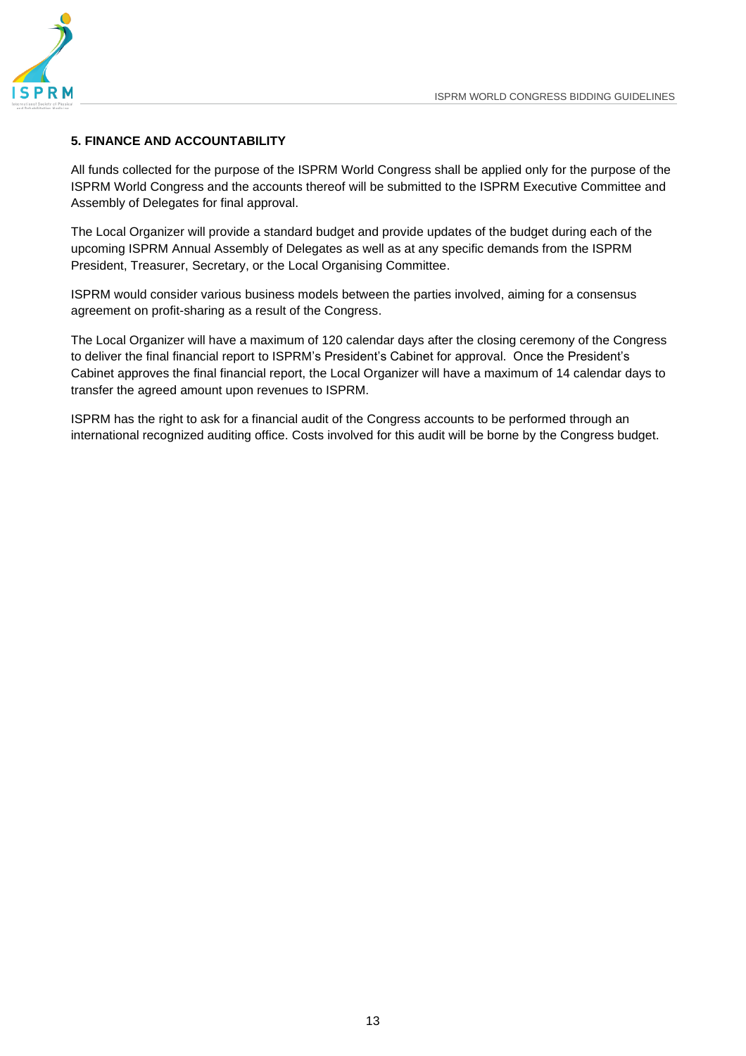## 5. FINANCE AND ACCOUNTABILITY

All funds collected for the purpose of the ISPRM World Congress shall be applied only for the purpose of the ISPRM World Congress and the accounts thereof will be submitted to the ISPRM Executive Committee and Assembly of Delegates for final approval.

The Local Organizer will provide a standard budget and provide updates of the budget during each of the upcoming ISPRM Annual Assembly of Delegates as well as at any specific demands from the ISPRM President, Treasurer, Secretary, or the Local Organising Committee.

ISPRM would consider various business models between the parties involved, aiming for a consensus agreement on profit-sharing as a result of the Congress.

The Local Organizer will have a maximum of 120 calendar days after the closing ceremony of the Congress to deliver the final financial report to ISPRM's President's Cabinet for approval. Once the President's Cabinet approves the final financial report, the Local Organizer will have a maximum of 14 calendar days to transfer the agreed amount upon revenues to ISPRM.

ISPRM has the right to ask for a financial audit of the Congress accounts to be performed through an international recognized auditing office. Costs involved for this audit will be borne by the Congress budget.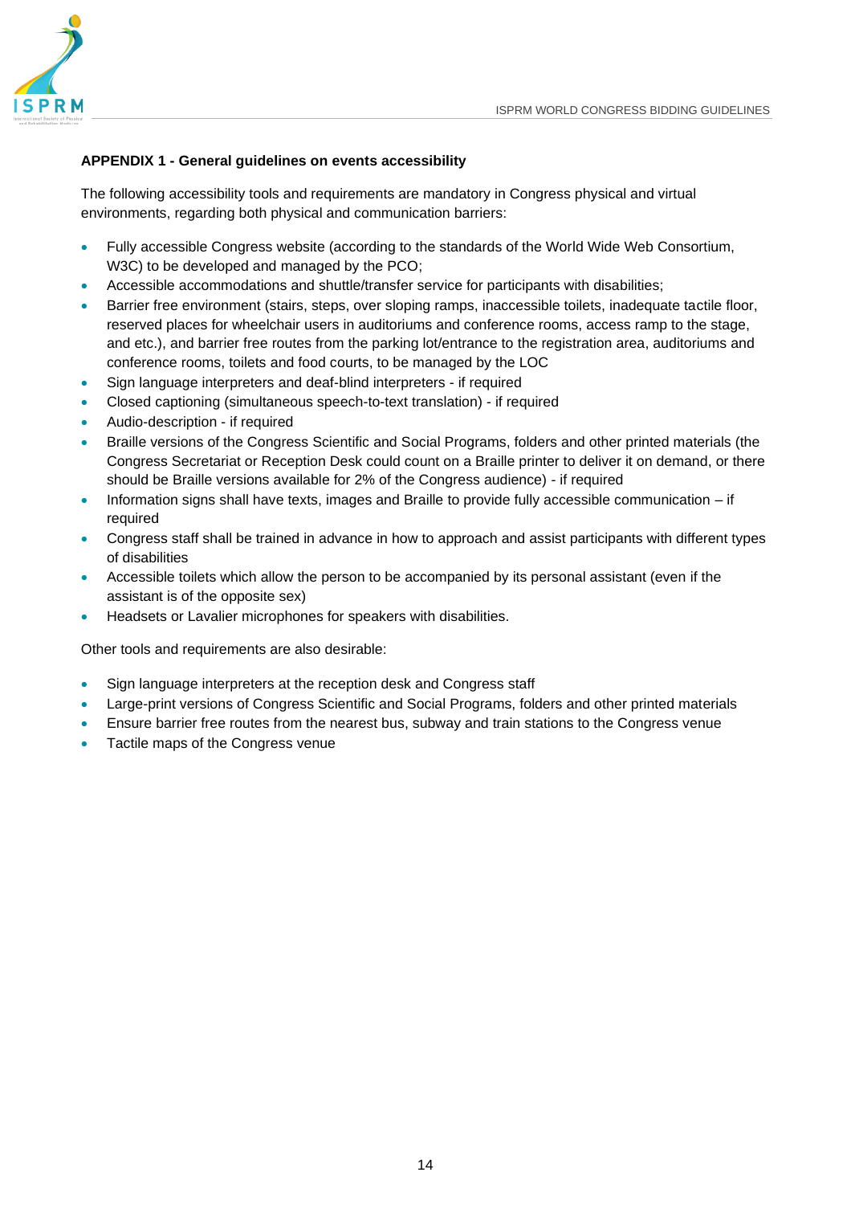**APPENDIX 1 - General guidelines on events accessibility**

The following accessibility tools and requirements are mandatory in Congress physical and virtual environments, regarding both physical and communication barriers:

- Fully accessible Congress website (according to the standards of the World Wide Web Consortium, W3C) to be developed and managed by the PCO;
- Accessible accommodations and shuttle/transfer service for participants with disabilities;
- Barrier free environment (stairs, steps, over sloping ramps, inaccessible toilets, inadequate tactile floor, reserved places for wheelchair users in auditoriums and conference rooms, access ramp to the stage, and etc.), and barrier free routes from the parking lot/entrance to the registration area, auditoriums and conference rooms, toilets and food courts, to be managed by the LOC
- Sign language interpreters and deaf-blind interpreters - if required
- Closed captioning (simultaneous speech-to-text translation) - if required
- Audio-description - if required
- Braille versions of the Congress Scientific and Social Programs, folders and other printed materials (the Congress Secretariat or Reception Desk could count on a Braille printer to deliver it on demand, or there should be Braille versions available for 2% of the Congress audience) - if required
- Information signs shall have texts, images and Braille to provide fully accessible communication – if required
- Congress staff shall be trained in advance in how to approach and assist participants with different types of disabilities
- Accessible toilets which allow the person to be accompanied by its personal assistant (even if the assistant is of the opposite sex)
- Headsets or Lavalier microphones for speakers with disabilities.

Other tools and requirements are also desirable:

- Sign language interpreters at the reception desk and Congress staff
- Large-print versions of Congress Scientific and Social Programs, folders and other printed materials
- Ensure barrier free routes from the nearest bus, subway and train stations to the Congress venue
- Tactile maps of the Congress venue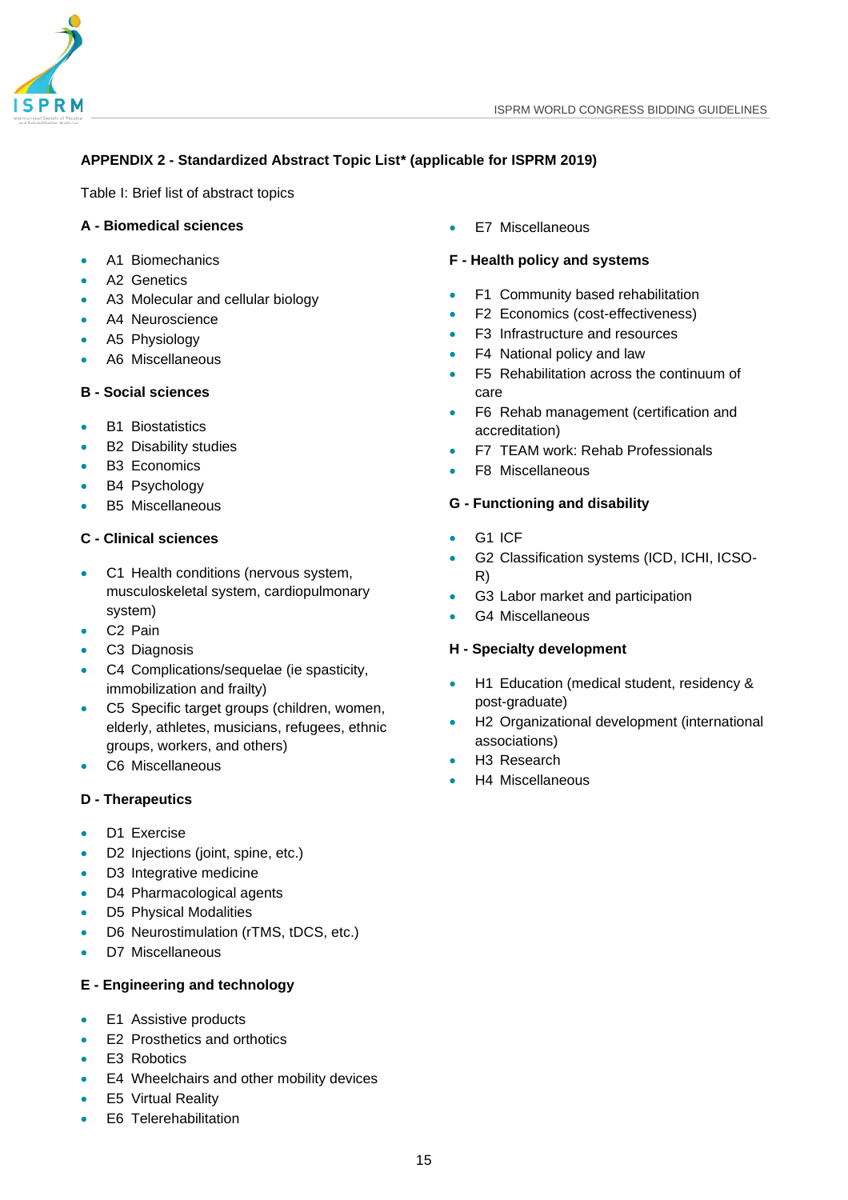## APPENDIX 2 - Standardized Abstract Topic List* (applicable for ISPRM 2019)

Table I: Brief list of abstract topics

### A - Biomedical sciences

- A1 Biomechanics
- A2 Genetics
- A3 Molecular and cellular biology
- A4 Neuroscience
- A5 Physiology
- A6 Miscellaneous

### B - Social sciences

- B1 Biostatistics
- B2 Disability studies
- B3 Economics
- B4 Psychology
- B5 Miscellaneous

### C - Clinical sciences

- C1 Health conditions (nervous system, musculoskeletal system, cardiopulmonary system)
- C2 Pain
- C3 Diagnosis
- C4 Complications/sequelae (ie spasticity, immobilization and frailty)
- C5 Specific target groups (children, women, elderly, athletes, musicians, refugees, ethnic groups, workers, and others)
- C6 Miscellaneous

### D - Therapeutics

- D1 Exercise
- D2 Injections (joint, spine, etc.)
- D3 Integrative medicine
- D4 Pharmacological agents
- D5 Physical Modalities
- D6 Neurostimulation (rTMS, tDCS, etc.)
- D7 Miscellaneous

### E - Engineering and technology

- E1 Assistive products
- E2 Prosthetics and orthotics
- E3 Robotics
- E4 Wheelchairs and other mobility devices
- E5 Virtual Reality
- E6 Telerehabilitation
- E7 Miscellaneous

### F - Health policy and systems

- F1 Community based rehabilitation
- F2 Economics (cost-effectiveness)
- F3 Infrastructure and resources
- F4 National policy and law
- F5 Rehabilitation across the continuum of care
- F6 Rehab management (certification and accreditation)
- F7 TEAM work: Rehab Professionals
- F8 Miscellaneous

### G - Functioning and disability

- G1 ICF
- G2 Classification systems (ICD, ICHI, ICSO-R)
- G3 Labor market and participation
- G4 Miscellaneous

### H - Specialty development

- H1 Education (medical student, residency & post-graduate)
- H2 Organizational development (international associations)
- H3 Research
- H4 Miscellaneous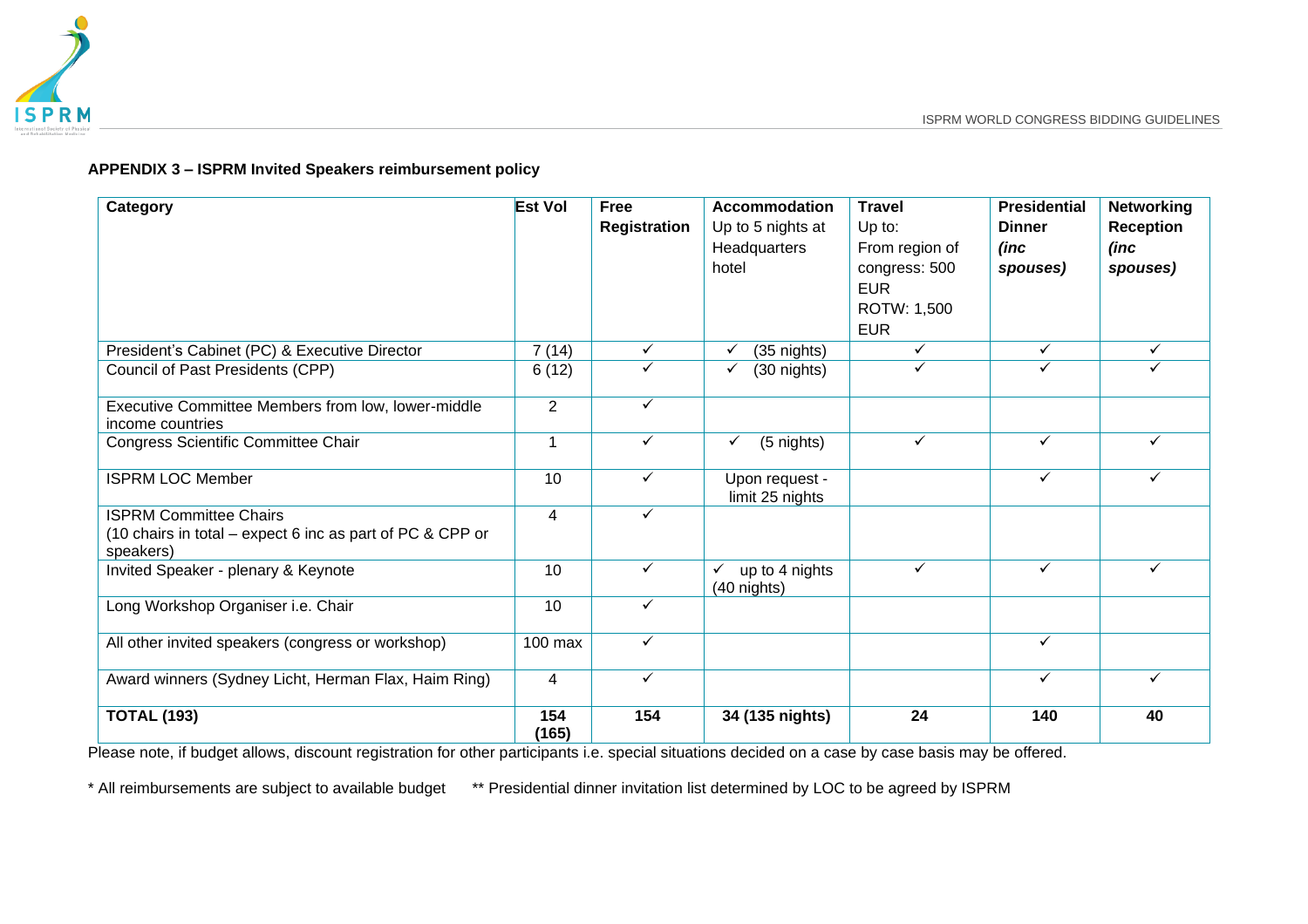**APPENDIX 3 – ISPRM Invited Speakers reimbursement policy**

| Category | Est Vol | Free Registration | Accommodation Up to 5 nights at Headquarters hotel | Travel Up to: From region of congress: 500 EUR ROTW: 1,500 EUR | Presidential Dinner *(inc spouses)* | Networking Reception *(inc spouses)* |
|---|---|---|---|---|---|---|
| President's Cabinet (PC) & Executive Director | 7 (14) | ✓ | ✓ (35 nights) | ✓ | ✓ | ✓ |
| Council of Past Presidents (CPP) | 6 (12) | ✓ | ✓ (30 nights) | ✓ | ✓ | ✓ |
| Executive Committee Members from low, lower-middle income countries | 2 | ✓ | | | | |
| Congress Scientific Committee Chair | 1 | ✓ | ✓ (5 nights) | ✓ | ✓ | ✓ |
| ISPRM LOC Member | 10 | ✓ | Upon request - limit 25 nights | | ✓ | ✓ |
| ISPRM Committee Chairs (10 chairs in total – expect 6 inc as part of PC & CPP or speakers) | 4 | ✓ | | | | |
| Invited Speaker - plenary & Keynote | 10 | ✓ | ✓ up to 4 nights (40 nights) | ✓ | ✓ | ✓ |
| Long Workshop Organiser i.e. Chair | 10 | ✓ | | | | |
| All other invited speakers (congress or workshop) | 100 max | ✓ | | | ✓ | |
| Award winners (Sydney Licht, Herman Flax, Haim Ring) | 4 | ✓ | | | ✓ | ✓ |
| **TOTAL (193)** | **154 (165)** | **154** | **34 (135 nights)** | **24** | **140** | **40** |

Please note, if budget allows, discount registration for other participants i.e. special situations decided on a case by case basis may be offered.

\* All reimbursements are subject to available budget    ** Presidential dinner invitation list determined by LOC to be agreed by ISPRM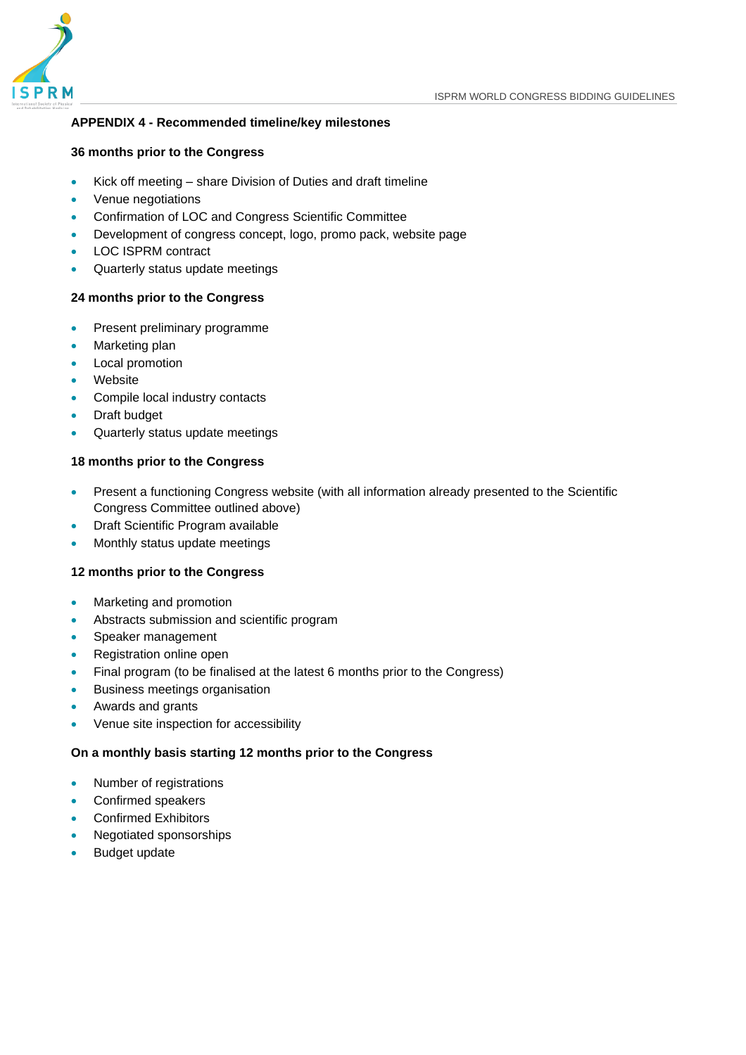## APPENDIX 4 - Recommended timeline/key milestones

### 36 months prior to the Congress

- Kick off meeting – share Division of Duties and draft timeline
- Venue negotiations
- Confirmation of LOC and Congress Scientific Committee
- Development of congress concept, logo, promo pack, website page
- LOC ISPRM contract
- Quarterly status update meetings

### 24 months prior to the Congress

- Present preliminary programme
- Marketing plan
- Local promotion
- Website
- Compile local industry contacts
- Draft budget
- Quarterly status update meetings

### 18 months prior to the Congress

- Present a functioning Congress website (with all information already presented to the Scientific Congress Committee outlined above)
- Draft Scientific Program available
- Monthly status update meetings

### 12 months prior to the Congress

- Marketing and promotion
- Abstracts submission and scientific program
- Speaker management
- Registration online open
- Final program (to be finalised at the latest 6 months prior to the Congress)
- Business meetings organisation
- Awards and grants
- Venue site inspection for accessibility

### On a monthly basis starting 12 months prior to the Congress

- Number of registrations
- Confirmed speakers
- Confirmed Exhibitors
- Negotiated sponsorships
- Budget update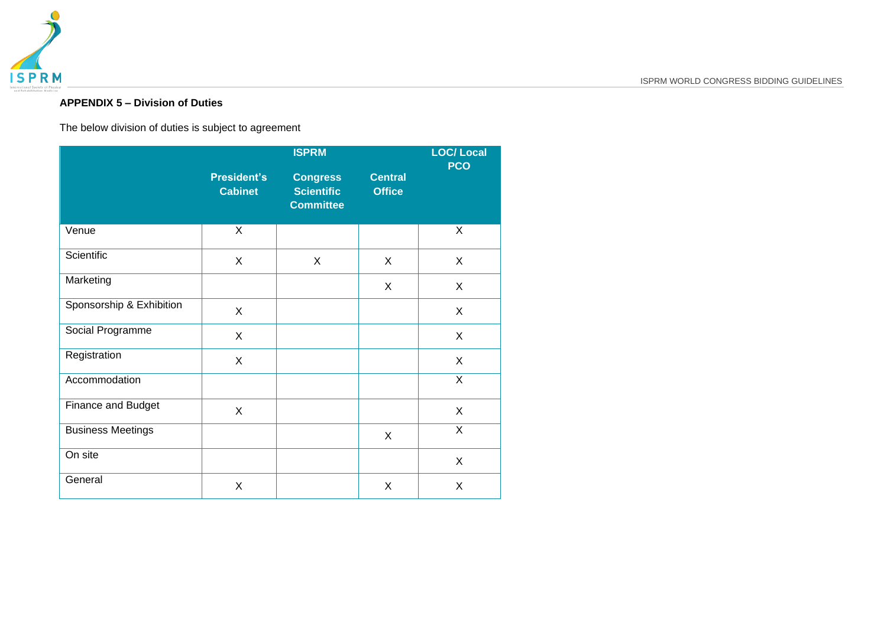**APPENDIX 5 – Division of Duties**

The below division of duties is subject to agreement

| | ISPRM | | | LOC/ Local PCO |
|---|---|---|---|---|
| | President's Cabinet | Congress Scientific Committee | Central Office | |
| Venue | X | | | X |
| Scientific | X | X | X | X |
| Marketing | | | X | X |
| Sponsorship & Exhibition | X | | | X |
| Social Programme | X | | | X |
| Registration | X | | | X |
| Accommodation | | | | X |
| Finance and Budget | X | | | X |
| Business Meetings | | | X | X |
| On site | | | | X |
| General | X | | X | X |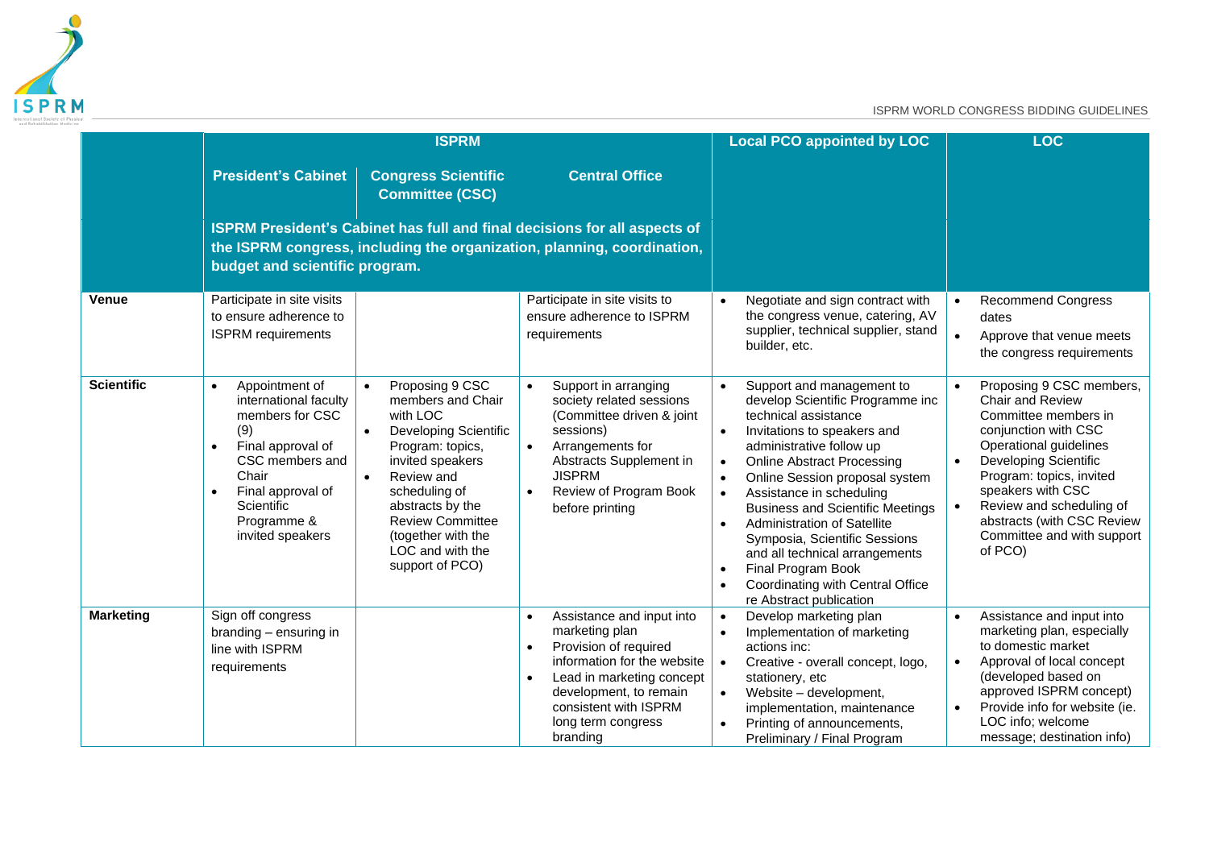| | ISPRM | | | Local PCO appointed by LOC | LOC |
|---|---|---|---|---|---|
| | President's Cabinet | Congress Scientific Committee (CSC) | Central Office | | |
| | ISPRM President's Cabinet has full and final decisions for all aspects of the ISPRM congress, including the organization, planning, coordination, budget and scientific program. | | | | |
| **Venue** | Participate in site visits to ensure adherence to ISPRM requirements | | Participate in site visits to ensure adherence to ISPRM requirements | • Negotiate and sign contract with the congress venue, catering, AV supplier, technical supplier, stand builder, etc. | • Recommend Congress dates<br>• Approve that venue meets the congress requirements |
| **Scientific** | • Appointment of international faculty members for CSC (9)<br>• Final approval of CSC members and Chair<br>• Final approval of Scientific Programme & invited speakers | • Proposing 9 CSC members and Chair with LOC<br>• Developing Scientific Program: topics, invited speakers<br>• Review and scheduling of abstracts by the Review Committee (together with the LOC and with the support of PCO) | • Support in arranging society related sessions (Committee driven & joint sessions)<br>• Arrangements for Abstracts Supplement in JISPRM<br>• Review of Program Book before printing | • Support and management to develop Scientific Programme inc technical assistance<br>• Invitations to speakers and administrative follow up<br>• Online Abstract Processing<br>• Online Session proposal system<br>• Assistance in scheduling Business and Scientific Meetings<br>• Administration of Satellite Symposia, Scientific Sessions and all technical arrangements<br>• Final Program Book<br>• Coordinating with Central Office re Abstract publication | • Proposing 9 CSC members, Chair and Review Committee members in conjunction with CSC Operational guidelines<br>• Developing Scientific Program: topics, invited speakers with CSC<br>• Review and scheduling of abstracts (with CSC Review Committee and with support of PCO) |
| **Marketing** | Sign off congress branding – ensuring in line with ISPRM requirements | | • Assistance and input into marketing plan<br>• Provision of required information for the website<br>• Lead in marketing concept development, to remain consistent with ISPRM long term congress branding | • Develop marketing plan<br>• Implementation of marketing actions inc:<br>• Creative - overall concept, logo, stationery, etc<br>• Website – development, implementation, maintenance<br>• Printing of announcements, Preliminary / Final Program | • Assistance and input into marketing plan, especially to domestic market<br>• Approval of local concept (developed based on approved ISPRM concept)<br>• Provide info for website (ie. LOC info; welcome message; destination info) |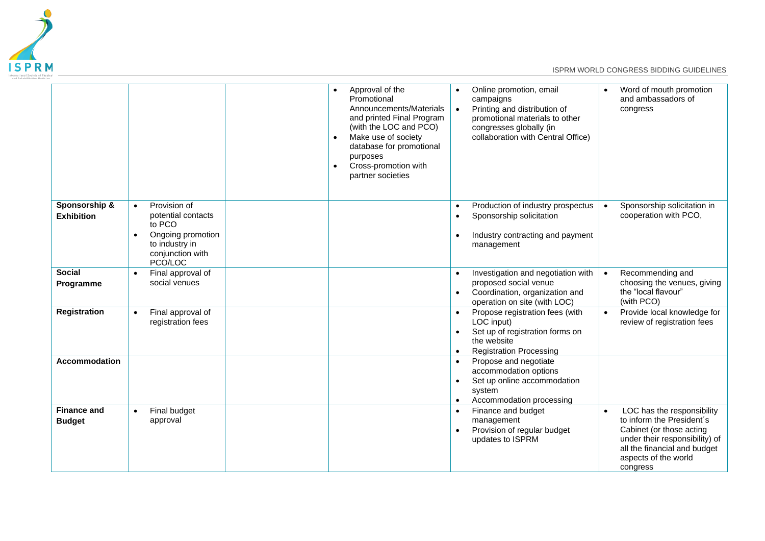| | | | | | |
|---|---|---|---|---|---|
| | | | • Approval of the Promotional Announcements/Materials and printed Final Program (with the LOC and PCO)<br>• Make use of society database for promotional purposes<br>• Cross-promotion with partner societies | • Online promotion, email campaigns<br>• Printing and distribution of promotional materials to other congresses globally (in collaboration with Central Office) | • Word of mouth promotion and ambassadors of congress |
| **Sponsorship & Exhibition** | • Provision of potential contacts to PCO<br>• Ongoing promotion to industry in conjunction with PCO/LOC | | | • Production of industry prospectus<br>• Sponsorship solicitation<br>• Industry contracting and payment management | • Sponsorship solicitation in cooperation with PCO, |
| **Social Programme** | • Final approval of social venues | | | • Investigation and negotiation with proposed social venue<br>• Coordination, organization and operation on site (with LOC) | • Recommending and choosing the venues, giving the "local flavour" (with PCO) |
| **Registration** | • Final approval of registration fees | | | • Propose registration fees (with LOC input)<br>• Set up of registration forms on the website<br>• Registration Processing | • Provide local knowledge for review of registration fees |
| **Accommodation** | | | | • Propose and negotiate accommodation options<br>• Set up online accommodation system<br>• Accommodation processing | |
| **Finance and Budget** | • Final budget approval | | | • Finance and budget management<br>• Provision of regular budget updates to ISPRM | • LOC has the responsibility to inform the President´s Cabinet (or those acting under their responsibility) of all the financial and budget aspects of the world congress |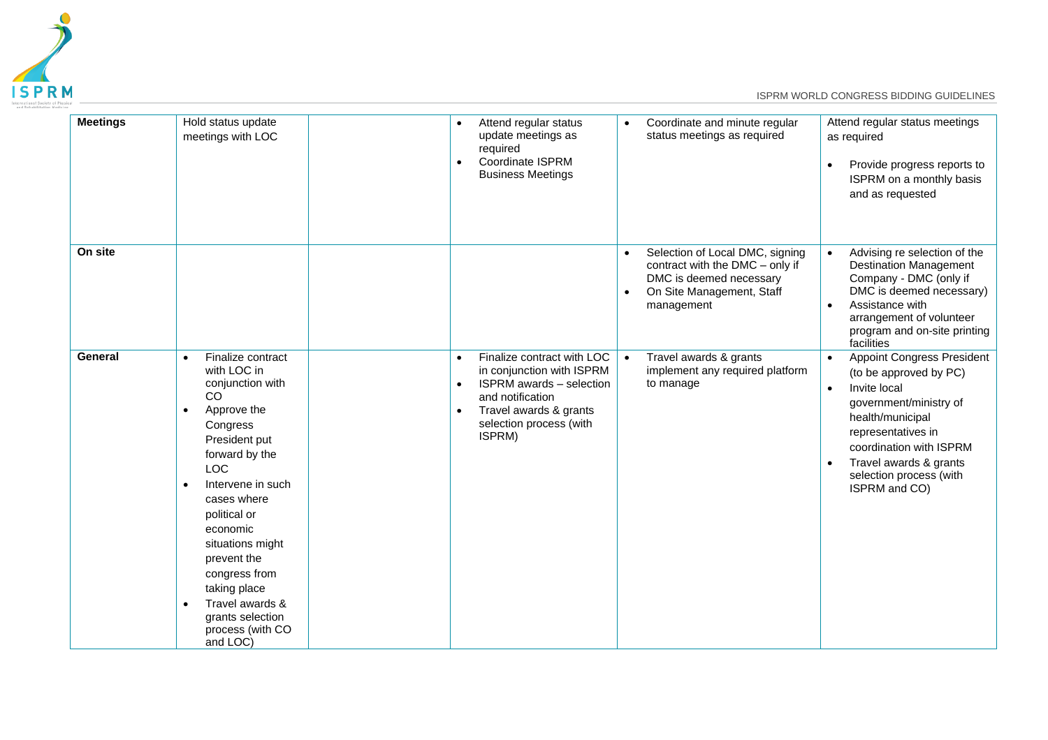| **Meetings** | Hold status update meetings with LOC | | • Attend regular status update meetings as required<br>• Coordinate ISPRM Business Meetings | • Coordinate and minute regular status meetings as required | Attend regular status meetings as required<br>• Provide progress reports to ISPRM on a monthly basis and as requested |
|---|---|---|---|---|---|
| **On site** | | | | • Selection of Local DMC, signing contract with the DMC – only if DMC is deemed necessary<br>• On Site Management, Staff management | • Advising re selection of the Destination Management Company - DMC (only if DMC is deemed necessary)<br>• Assistance with arrangement of volunteer program and on-site printing facilities |
| **General** | • Finalize contract with LOC in conjunction with CO<br>• Approve the Congress President put forward by the LOC<br>• Intervene in such cases where political or economic situations might prevent the congress from taking place<br>• Travel awards & grants selection process (with CO and LOC) | | • Finalize contract with LOC in conjunction with ISPRM<br>• ISPRM awards – selection and notification<br>• Travel awards & grants selection process (with ISPRM) | • Travel awards & grants implement any required platform to manage | • Appoint Congress President (to be approved by PC)<br>• Invite local government/ministry of health/municipal representatives in coordination with ISPRM<br>• Travel awards & grants selection process (with ISPRM and CO) |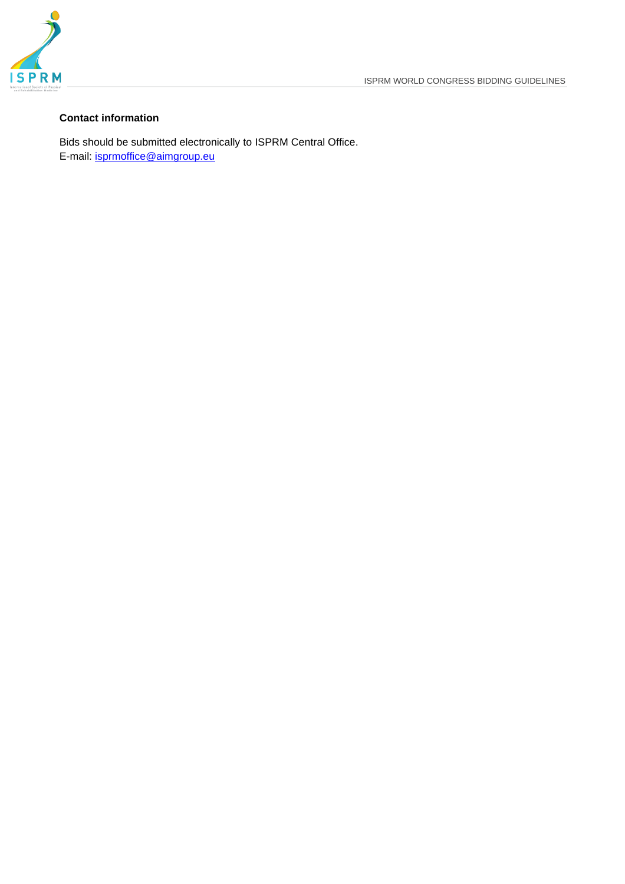**Contact information**

Bids should be submitted electronically to ISPRM Central Office.
E-mail: isprmoffice@aimgroup.eu